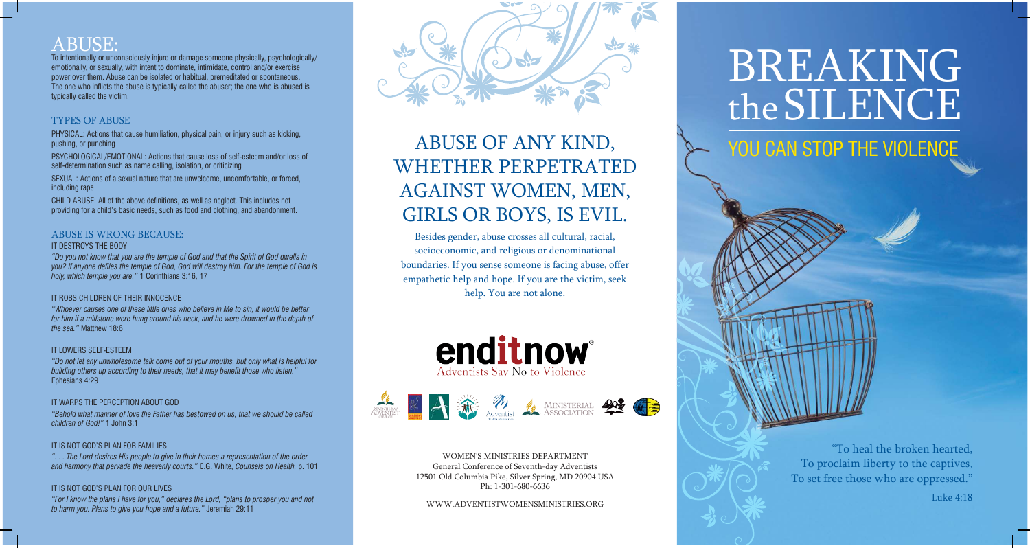## ABUSE:

To intentionally or unconsciously injure or damage someone physically, psychologically/ emotionally, or sexually, with intent to dominate, intimidate, control and/or exercise power over them. Abuse can be isolated or habitual, premeditated or spontaneous. The one who inflicts the abuse is typically called the abuser; the one who is abused is typically called the victim.

### TYPES OF ABUSE

PHYSICAL: Actions that cause humiliation, physical pain, or injury such as kicking, pushing, or punching

PSYCHOLOGICAL/EMOTIONAL: Actions that cause loss of self-esteem and/or loss of self-determination such as name calling, isolation, or criticizing

SEXUAL: Actions of a sexual nature that are unwelcome, uncomfortable, or forced, including rape

CHILD ABUSE: All of the above definitions, as well as neglect. This includes not providing for a child's basic needs, such as food and clothing, and abandonment.

### ABUSE IS WRONG BECAUSE:

IT DESTROYS THE BODY

*"Do you not know that you are the temple of God and that the Spirit of God dwells in you? If anyone defiles the temple of God, God will destroy him. For the temple of God is holy, which temple you are."* 1 Corinthians 3:16, 17

IT ROBS CHILDREN OF THEIR INNOCENCE

*"Whoever causes one of these little ones who believe in Me to sin, it would be better for him if a millstone were hung around his neck, and he were drowned in the depth of the sea."* Matthew 18:6

IT LOWERS SELF-ESTEEM

*"Do not let any unwholesome talk come out of your mouths, but only what is helpful for building others up according to their needs, that it may benefit those who listen."* Ephesians 4:29

IT WARPS THE PERCEPTION ABOUT GOD

*"Behold what manner of love the Father has bestowed on us, that we should be called children of God!"* 1 John 3:1

IT IS NOT GOD'S PLAN FOR FAMILIES

*". . . The Lord desires His people to give in their homes a representation of the order and harmony that pervade the heavenly courts."* E.G. White, *Counsels on Health,* p. 101

IT IS NOT GOD'S PLAN FOR OUR LIVES

*"For I know the plans I have for you," declares the Lord, "plans to prosper you and not to harm you. Plans to give you hope and a future."* Jeremiah 29:11

## ABUSE OF ANY KIND, WHETHER PERPETRATED AGAINST WOMEN, MEN, GIRLS OR BOYS, IS EVIL.

Besides gender, abuse crosses all cultural, racial, socioeconomic, and religious or denominational boundaries. If you sense someone is facing abuse, offer empathetic help and hope. If you are the victim, seek help. You are not alone.

**enditnow®**
Adventists Say No to Violence

WOMEN'S MINISTRIES DEPARTMENT
General Conference of Seventh-day Adventists
12501 Old Columbia Pike, Silver Spring, MD 20904 USA
Ph: 1-301-680-6636

WWW.ADVENTISTWOMENSMINISTRIES.ORG

# BREAKING the SILENCE

## YOU CAN STOP THE VIOLENCE

"To heal the broken hearted,
To proclaim liberty to the captives,
To set free those who are oppressed."

Luke 4:18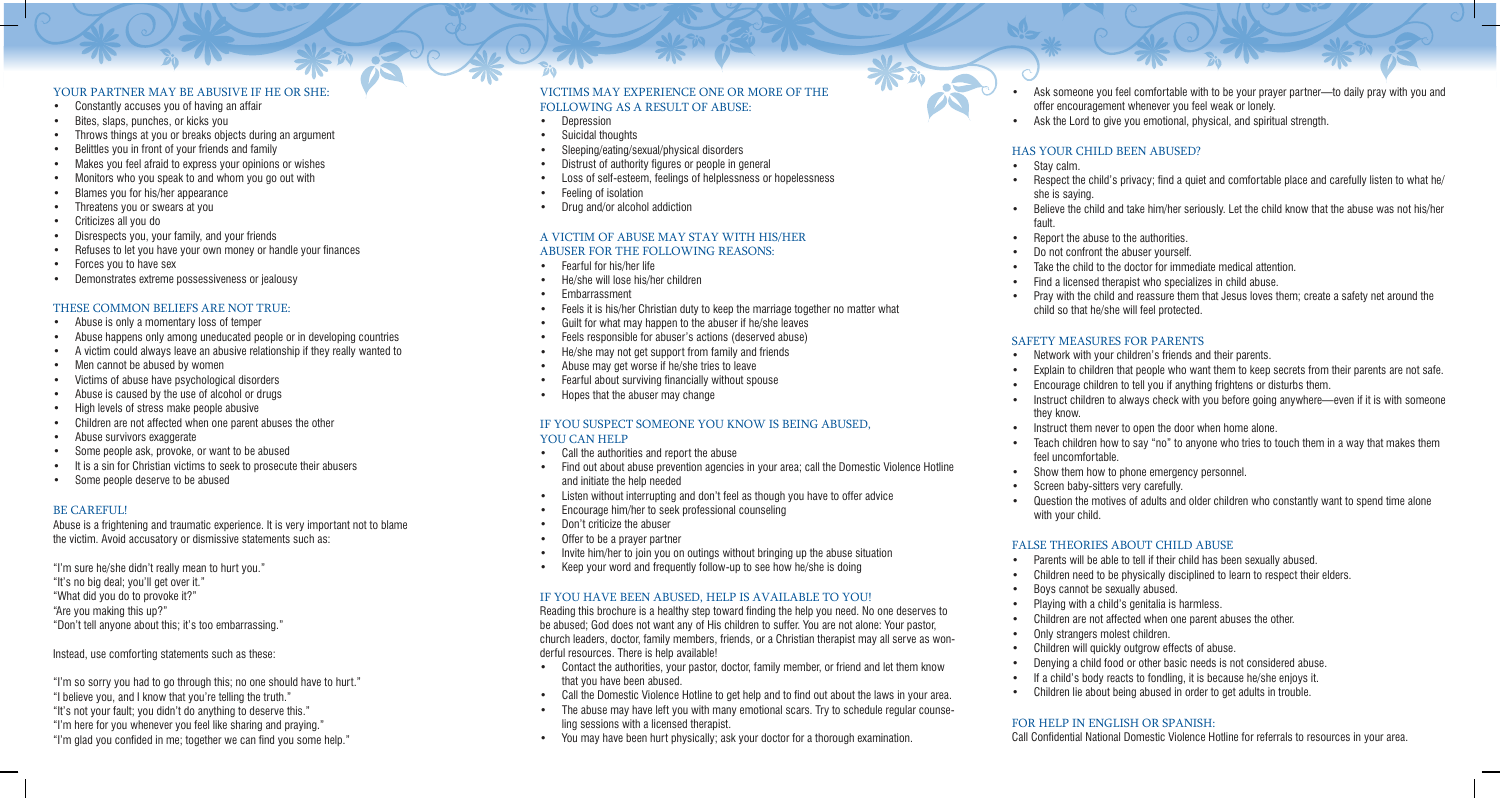## YOUR PARTNER MAY BE ABUSIVE IF HE OR SHE:

- Constantly accuses you of having an affair
- Bites, slaps, punches, or kicks you
- Throws things at you or breaks objects during an argument
- Belittles you in front of your friends and family
- Makes you feel afraid to express your opinions or wishes
- Monitors who you speak to and whom you go out with
- Blames you for his/her appearance
- Threatens you or swears at you
- Criticizes all you do
- Disrespects you, your family, and your friends
- Refuses to let you have your own money or handle your finances
- Forces you to have sex
- Demonstrates extreme possessiveness or jealousy

## THESE COMMON BELIEFS ARE NOT TRUE:

- Abuse is only a momentary loss of temper
- Abuse happens only among uneducated people or in developing countries
- A victim could always leave an abusive relationship if they really wanted to
- Men cannot be abused by women
- Victims of abuse have psychological disorders
- Abuse is caused by the use of alcohol or drugs
- High levels of stress make people abusive
- Children are not affected when one parent abuses the other
- Abuse survivors exaggerate
- Some people ask, provoke, or want to be abused
- It is a sin for Christian victims to seek to prosecute their abusers
- Some people deserve to be abused

## BE CAREFUL!

Abuse is a frightening and traumatic experience. It is very important not to blame the victim. Avoid accusatory or dismissive statements such as:

"I'm sure he/she didn't really mean to hurt you."
"It's no big deal; you'll get over it."
"What did you do to provoke it?"
"Are you making this up?"
"Don't tell anyone about this; it's too embarrassing."

Instead, use comforting statements such as these:

"I'm so sorry you had to go through this; no one should have to hurt."
"I believe you, and I know that you're telling the truth."
"It's not your fault; you didn't do anything to deserve this."
"I'm here for you whenever you feel like sharing and praying."
"I'm glad you confided in me; together we can find you some help."

## VICTIMS MAY EXPERIENCE ONE OR MORE OF THE FOLLOWING AS A RESULT OF ABUSE:

- Depression
- Suicidal thoughts
- Sleeping/eating/sexual/physical disorders
- Distrust of authority figures or people in general
- Loss of self-esteem, feelings of helplessness or hopelessness
- Feeling of isolation
- Drug and/or alcohol addiction

## A VICTIM OF ABUSE MAY STAY WITH HIS/HER ABUSER FOR THE FOLLOWING REASONS:

- Fearful for his/her life
- He/she will lose his/her children
- Embarrassment
- Feels it is his/her Christian duty to keep the marriage together no matter what
- Guilt for what may happen to the abuser if he/she leaves
- Feels responsible for abuser's actions (deserved abuse)
- He/she may not get support from family and friends
- Abuse may get worse if he/she tries to leave
- Fearful about surviving financially without spouse
- Hopes that the abuser may change

## IF YOU SUSPECT SOMEONE YOU KNOW IS BEING ABUSED, YOU CAN HELP

- Call the authorities and report the abuse
- Find out about abuse prevention agencies in your area; call the Domestic Violence Hotline and initiate the help needed
- Listen without interrupting and don't feel as though you have to offer advice
- Encourage him/her to seek professional counseling
- Don't criticize the abuser
- Offer to be a prayer partner
- Invite him/her to join you on outings without bringing up the abuse situation
- Keep your word and frequently follow-up to see how he/she is doing

## IF YOU HAVE BEEN ABUSED, HELP IS AVAILABLE TO YOU!

Reading this brochure is a healthy step toward finding the help you need. No one deserves to be abused; God does not want any of His children to suffer. You are not alone: Your pastor, church leaders, doctor, family members, friends, or a Christian therapist may all serve as wonderful resources. There is help available!

- Contact the authorities, your pastor, doctor, family member, or friend and let them know that you have been abused.
- Call the Domestic Violence Hotline to get help and to find out about the laws in your area.
- The abuse may have left you with many emotional scars. Try to schedule regular counseling sessions with a licensed therapist.
- You may have been hurt physically; ask your doctor for a thorough examination.
- Ask someone you feel comfortable with to be your prayer partner—to daily pray with you and offer encouragement whenever you feel weak or lonely.
- Ask the Lord to give you emotional, physical, and spiritual strength.

## HAS YOUR CHILD BEEN ABUSED?

- Stay calm.
- Respect the child's privacy; find a quiet and comfortable place and carefully listen to what he/she is saying.
- Believe the child and take him/her seriously. Let the child know that the abuse was not his/her fault.
- Report the abuse to the authorities.
- Do not confront the abuser yourself.
- Take the child to the doctor for immediate medical attention.
- Find a licensed therapist who specializes in child abuse.
- Pray with the child and reassure them that Jesus loves them; create a safety net around the child so that he/she will feel protected.

## SAFETY MEASURES FOR PARENTS

- Network with your children's friends and their parents.
- Explain to children that people who want them to keep secrets from their parents are not safe.
- Encourage children to tell you if anything frightens or disturbs them.
- Instruct children to always check with you before going anywhere—even if it is with someone they know.
- Instruct them never to open the door when home alone.
- Teach children how to say "no" to anyone who tries to touch them in a way that makes them feel uncomfortable.
- Show them how to phone emergency personnel.
- Screen baby-sitters very carefully.
- Question the motives of adults and older children who constantly want to spend time alone with your child.

## FALSE THEORIES ABOUT CHILD ABUSE

- Parents will be able to tell if their child has been sexually abused.
- Children need to be physically disciplined to learn to respect their elders.
- Boys cannot be sexually abused.
- Playing with a child's genitalia is harmless.
- Children are not affected when one parent abuses the other.
- Only strangers molest children.
- Children will quickly outgrow effects of abuse.
- Denying a child food or other basic needs is not considered abuse.
- If a child's body reacts to fondling, it is because he/she enjoys it.
- Children lie about being abused in order to get adults in trouble.

## FOR HELP IN ENGLISH OR SPANISH:

Call Confidential National Domestic Violence Hotline for referrals to resources in your area.